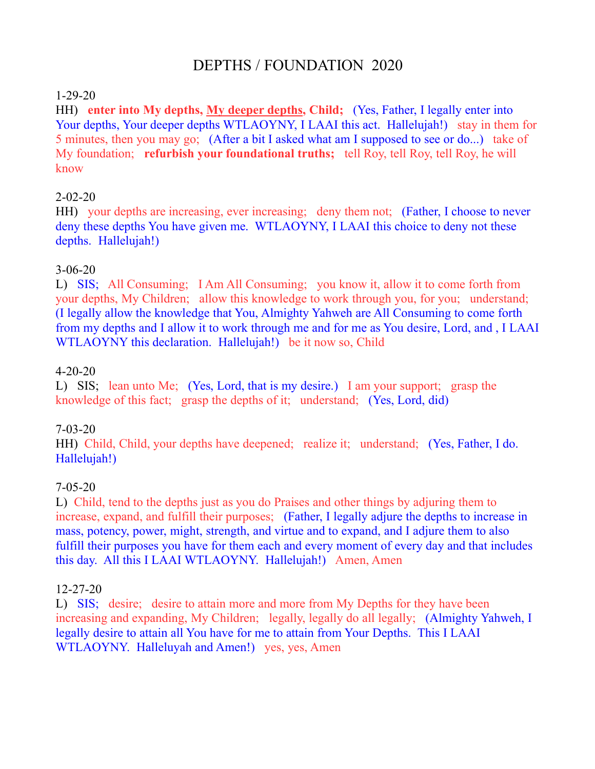# DEPTHS / FOUNDATION 2020

1-29-20

HH) **enter into My depths, <u>My deeper depths</u>, Child;** (Yes, Father, I legally enter into Your depths, Your deeper depths WTLAOYNY, I LAAI this act. Hallelujah!) stay in them for 5 minutes, then you may go; (After a bit I asked what am I supposed to see or do...) take of My foundation; **refurbish your foundational truths;** tell Roy, tell Roy, tell Roy, he will know

2-02-20

HH) your depths are increasing, ever increasing; deny them not; (Father, I choose to never deny these depths You have given me. WTLAOYNY, I LAAI this choice to deny not these depths. Hallelujah!)

3-06-20

L) SIS; All Consuming; I Am All Consuming; you know it, allow it to come forth from your depths, My Children; allow this knowledge to work through you, for you; understand; (I legally allow the knowledge that You, Almighty Yahweh are All Consuming to come forth from my depths and I allow it to work through me and for me as You desire, Lord, and , I LAAI WTLAOYNY this declaration. Hallelujah!) be it now so, Child

4-20-20

L) SIS; lean unto Me; (Yes, Lord, that is my desire.) I am your support; grasp the knowledge of this fact; grasp the depths of it; understand; (Yes, Lord, did)

7-03-20

HH) Child, Child, your depths have deepened; realize it; understand; (Yes, Father, I do. Hallelujah!)

7-05-20

L) Child, tend to the depths just as you do Praises and other things by adjuring them to increase, expand, and fulfill their purposes; (Father, I legally adjure the depths to increase in mass, potency, power, might, strength, and virtue and to expand, and I adjure them to also fulfill their purposes you have for them each and every moment of every day and that includes this day. All this I LAAI WTLAOYNY. Hallelujah!) Amen, Amen

12-27-20

L) SIS; desire; desire to attain more and more from My Depths for they have been increasing and expanding, My Children; legally, legally do all legally; (Almighty Yahweh, I legally desire to attain all You have for me to attain from Your Depths. This I LAAI WTLAOYNY. Halleluyah and Amen!) yes, yes, Amen